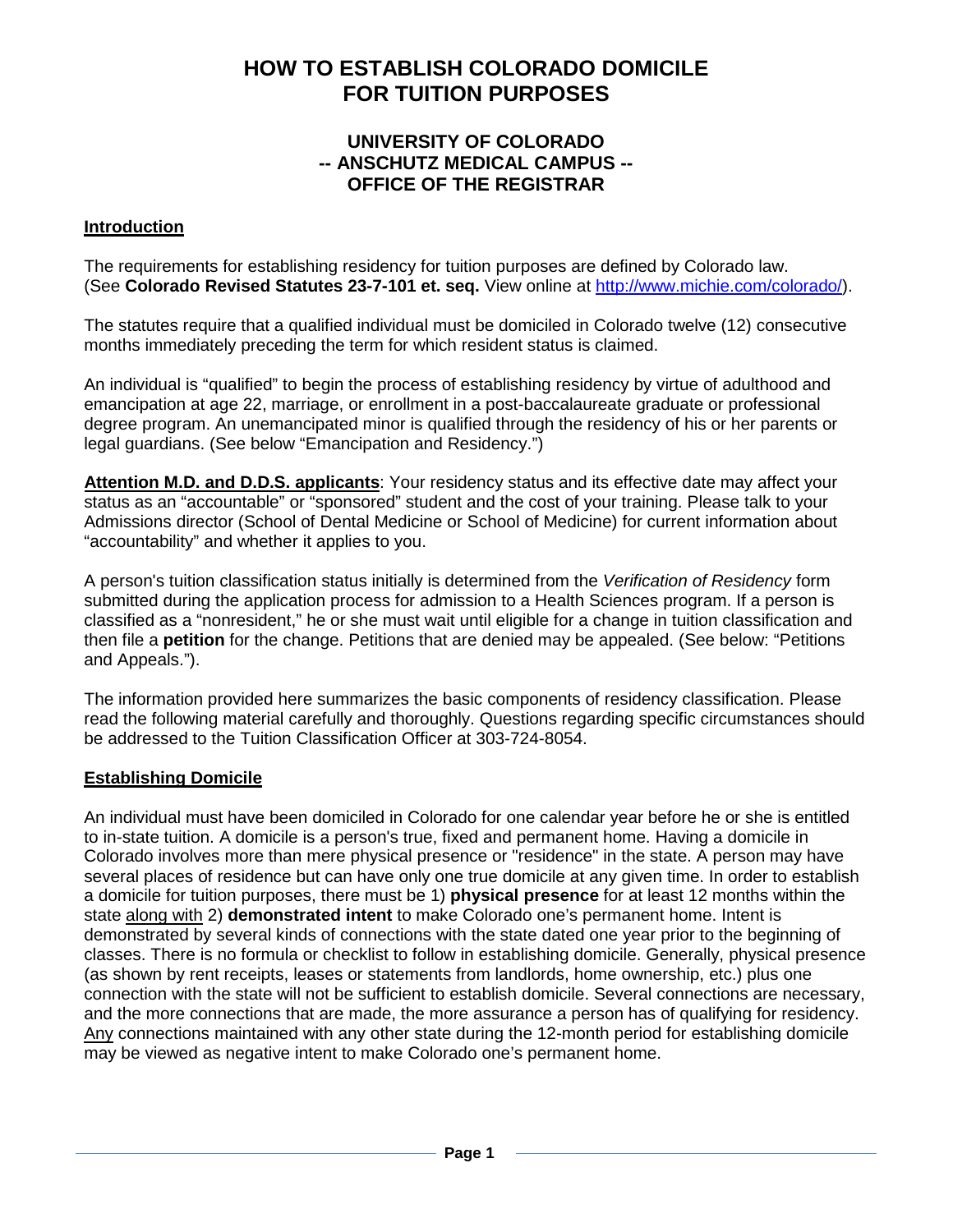# HOW TO ESTABLISH COLORADO DOMICILE FOR TUITION PURPOSES

## UNIVERSITY OF COLORADO
## -- ANSCHUTZ MEDICAL CAMPUS --
## OFFICE OF THE REGISTRAR

### Introduction

The requirements for establishing residency for tuition purposes are defined by Colorado law. (See **Colorado Revised Statutes 23-7-101 et. seq.** View online at [http://www.michie.com/colorado/](http://www.michie.com/colorado/)).

The statutes require that a qualified individual must be domiciled in Colorado twelve (12) consecutive months immediately preceding the term for which resident status is claimed.

An individual is "qualified" to begin the process of establishing residency by virtue of adulthood and emancipation at age 22, marriage, or enrollment in a post-baccalaureate graduate or professional degree program. An unemancipated minor is qualified through the residency of his or her parents or legal guardians. (See below "Emancipation and Residency.")

**Attention M.D. and D.D.S. applicants**: Your residency status and its effective date may affect your status as an "accountable" or "sponsored" student and the cost of your training. Please talk to your Admissions director (School of Dental Medicine or School of Medicine) for current information about "accountability" and whether it applies to you.

A person's tuition classification status initially is determined from the *Verification of Residency* form submitted during the application process for admission to a Health Sciences program. If a person is classified as a "nonresident," he or she must wait until eligible for a change in tuition classification and then file a **petition** for the change. Petitions that are denied may be appealed. (See below: "Petitions and Appeals.").

The information provided here summarizes the basic components of residency classification. Please read the following material carefully and thoroughly. Questions regarding specific circumstances should be addressed to the Tuition Classification Officer at 303-724-8054.

### Establishing Domicile

An individual must have been domiciled in Colorado for one calendar year before he or she is entitled to in-state tuition. A domicile is a person's true, fixed and permanent home. Having a domicile in Colorado involves more than mere physical presence or "residence" in the state. A person may have several places of residence but can have only one true domicile at any given time. In order to establish a domicile for tuition purposes, there must be 1) **physical presence** for at least 12 months within the state along with 2) **demonstrated intent** to make Colorado one's permanent home. Intent is demonstrated by several kinds of connections with the state dated one year prior to the beginning of classes. There is no formula or checklist to follow in establishing domicile. Generally, physical presence (as shown by rent receipts, leases or statements from landlords, home ownership, etc.) plus one connection with the state will not be sufficient to establish domicile. Several connections are necessary, and the more connections that are made, the more assurance a person has of qualifying for residency. Any connections maintained with any other state during the 12-month period for establishing domicile may be viewed as negative intent to make Colorado one's permanent home.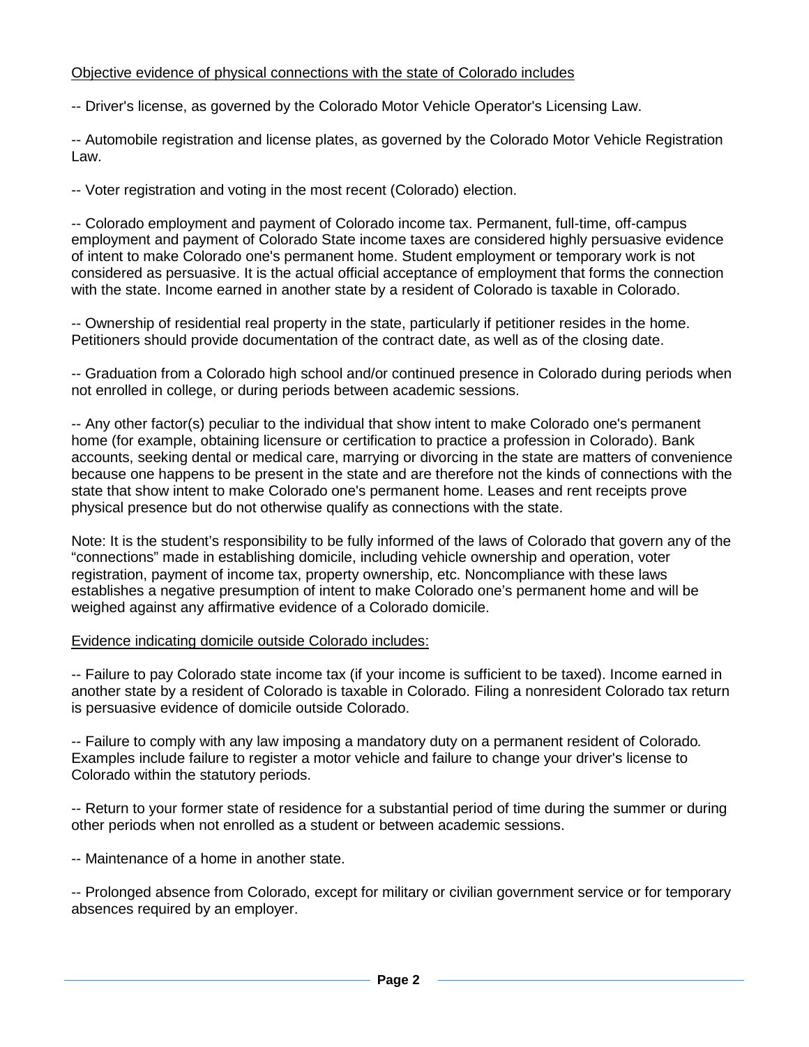<u>Objective evidence of physical connections with the state of Colorado includes</u>

-- Driver's license, as governed by the Colorado Motor Vehicle Operator's Licensing Law.

-- Automobile registration and license plates, as governed by the Colorado Motor Vehicle Registration Law.

-- Voter registration and voting in the most recent (Colorado) election.

-- Colorado employment and payment of Colorado income tax. Permanent, full-time, off-campus employment and payment of Colorado State income taxes are considered highly persuasive evidence of intent to make Colorado one's permanent home. Student employment or temporary work is not considered as persuasive. It is the actual official acceptance of employment that forms the connection with the state. Income earned in another state by a resident of Colorado is taxable in Colorado.

-- Ownership of residential real property in the state, particularly if petitioner resides in the home. Petitioners should provide documentation of the contract date, as well as of the closing date.

-- Graduation from a Colorado high school and/or continued presence in Colorado during periods when not enrolled in college, or during periods between academic sessions.

-- Any other factor(s) peculiar to the individual that show intent to make Colorado one's permanent home (for example, obtaining licensure or certification to practice a profession in Colorado). Bank accounts, seeking dental or medical care, marrying or divorcing in the state are matters of convenience because one happens to be present in the state and are therefore not the kinds of connections with the state that show intent to make Colorado one's permanent home. Leases and rent receipts prove physical presence but do not otherwise qualify as connections with the state.

Note: It is the student's responsibility to be fully informed of the laws of Colorado that govern any of the "connections" made in establishing domicile, including vehicle ownership and operation, voter registration, payment of income tax, property ownership, etc. Noncompliance with these laws establishes a negative presumption of intent to make Colorado one's permanent home and will be weighed against any affirmative evidence of a Colorado domicile.

<u>Evidence indicating domicile outside Colorado includes:</u>

-- Failure to pay Colorado state income tax (if your income is sufficient to be taxed). Income earned in another state by a resident of Colorado is taxable in Colorado. Filing a nonresident Colorado tax return is persuasive evidence of domicile outside Colorado.

-- Failure to comply with any law imposing a mandatory duty on a permanent resident of Colorado. Examples include failure to register a motor vehicle and failure to change your driver's license to Colorado within the statutory periods.

-- Return to your former state of residence for a substantial period of time during the summer or during other periods when not enrolled as a student or between academic sessions.

-- Maintenance of a home in another state.

-- Prolonged absence from Colorado, except for military or civilian government service or for temporary absences required by an employer.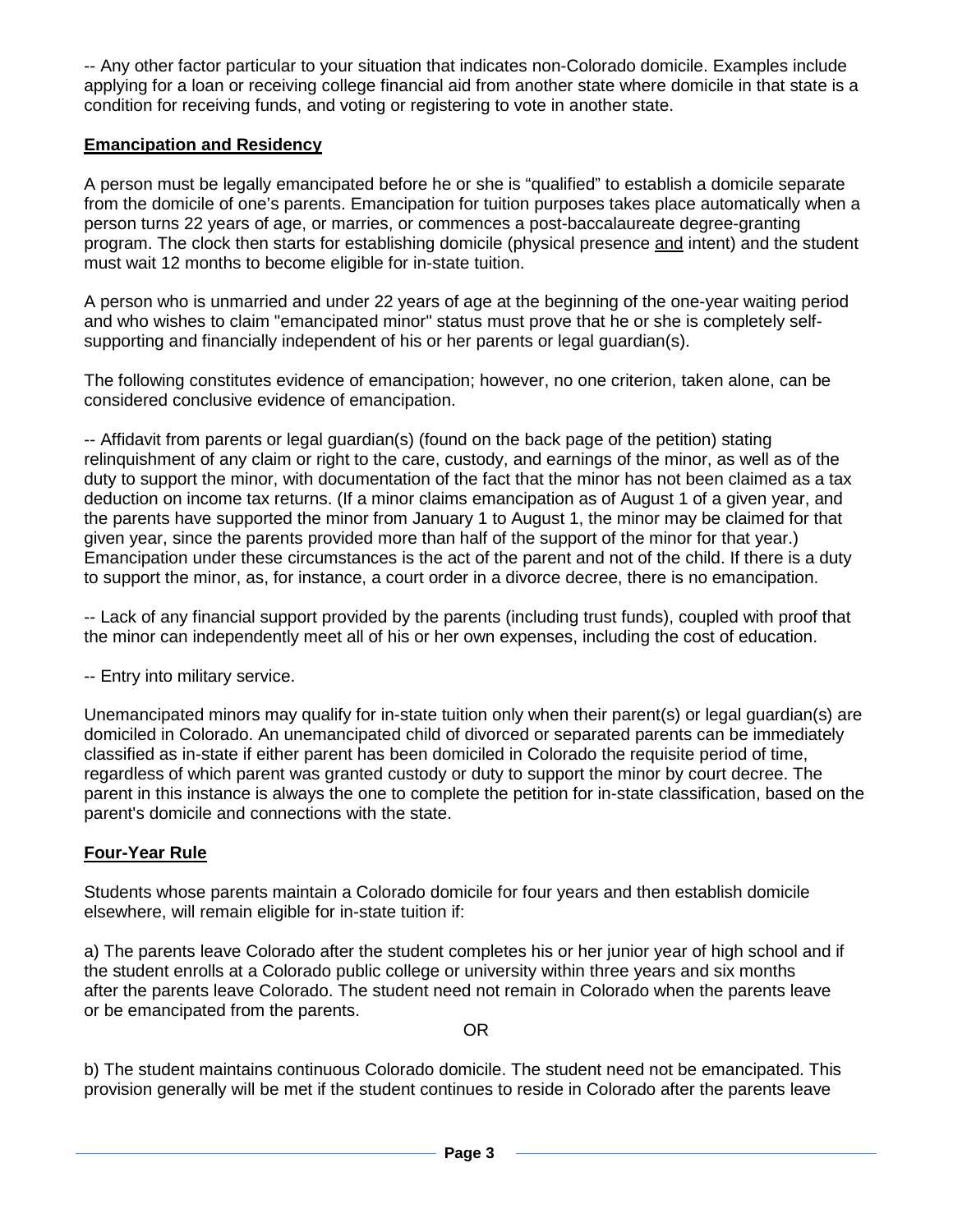-- Any other factor particular to your situation that indicates non-Colorado domicile. Examples include applying for a loan or receiving college financial aid from another state where domicile in that state is a condition for receiving funds, and voting or registering to vote in another state.

## Emancipation and Residency

A person must be legally emancipated before he or she is "qualified" to establish a domicile separate from the domicile of one's parents. Emancipation for tuition purposes takes place automatically when a person turns 22 years of age, or marries, or commences a post-baccalaureate degree-granting program. The clock then starts for establishing domicile (physical presence and intent) and the student must wait 12 months to become eligible for in-state tuition.

A person who is unmarried and under 22 years of age at the beginning of the one-year waiting period and who wishes to claim "emancipated minor" status must prove that he or she is completely self-supporting and financially independent of his or her parents or legal guardian(s).

The following constitutes evidence of emancipation; however, no one criterion, taken alone, can be considered conclusive evidence of emancipation.

-- Affidavit from parents or legal guardian(s) (found on the back page of the petition) stating relinquishment of any claim or right to the care, custody, and earnings of the minor, as well as of the duty to support the minor, with documentation of the fact that the minor has not been claimed as a tax deduction on income tax returns. (If a minor claims emancipation as of August 1 of a given year, and the parents have supported the minor from January 1 to August 1, the minor may be claimed for that given year, since the parents provided more than half of the support of the minor for that year.) Emancipation under these circumstances is the act of the parent and not of the child. If there is a duty to support the minor, as, for instance, a court order in a divorce decree, there is no emancipation.

-- Lack of any financial support provided by the parents (including trust funds), coupled with proof that the minor can independently meet all of his or her own expenses, including the cost of education.

-- Entry into military service.

Unemancipated minors may qualify for in-state tuition only when their parent(s) or legal guardian(s) are domiciled in Colorado. An unemancipated child of divorced or separated parents can be immediately classified as in-state if either parent has been domiciled in Colorado the requisite period of time, regardless of which parent was granted custody or duty to support the minor by court decree. The parent in this instance is always the one to complete the petition for in-state classification, based on the parent's domicile and connections with the state.

## Four-Year Rule

Students whose parents maintain a Colorado domicile for four years and then establish domicile elsewhere, will remain eligible for in-state tuition if:

a) The parents leave Colorado after the student completes his or her junior year of high school and if the student enrolls at a Colorado public college or university within three years and six months after the parents leave Colorado. The student need not remain in Colorado when the parents leave or be emancipated from the parents.

OR

b) The student maintains continuous Colorado domicile. The student need not be emancipated. This provision generally will be met if the student continues to reside in Colorado after the parents leave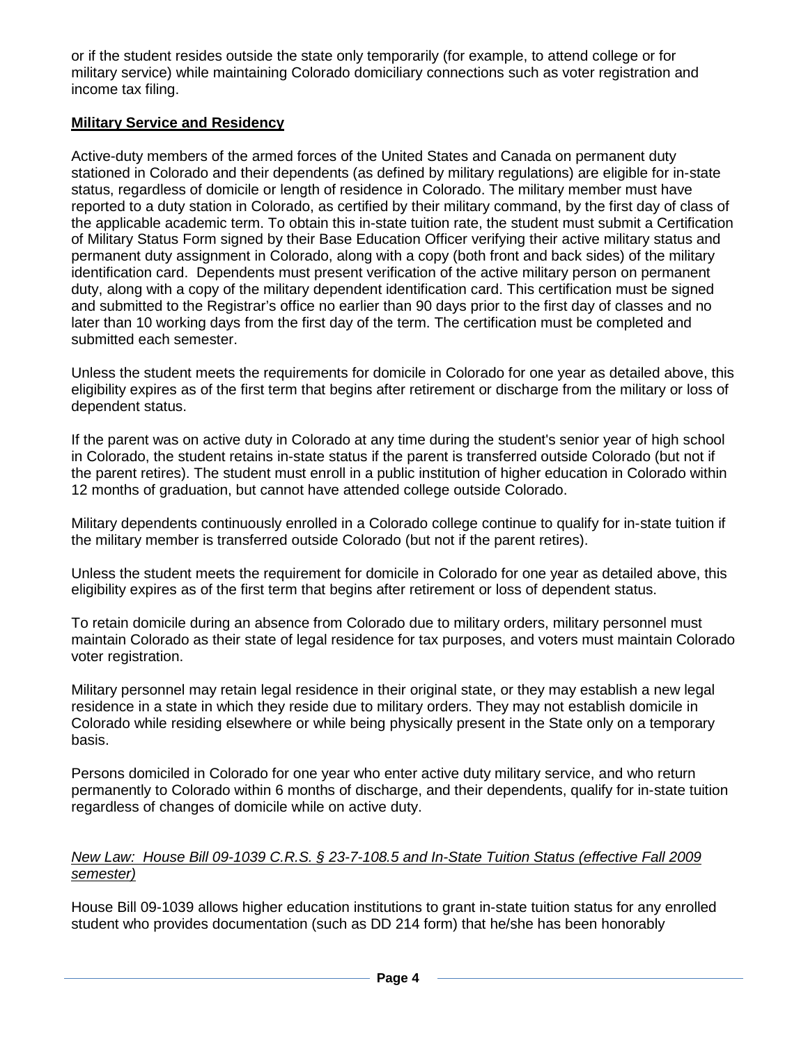or if the student resides outside the state only temporarily (for example, to attend college or for military service) while maintaining Colorado domiciliary connections such as voter registration and income tax filing.

**Military Service and Residency**

Active-duty members of the armed forces of the United States and Canada on permanent duty stationed in Colorado and their dependents (as defined by military regulations) are eligible for in-state status, regardless of domicile or length of residence in Colorado. The military member must have reported to a duty station in Colorado, as certified by their military command, by the first day of class of the applicable academic term. To obtain this in-state tuition rate, the student must submit a Certification of Military Status Form signed by their Base Education Officer verifying their active military status and permanent duty assignment in Colorado, along with a copy (both front and back sides) of the military identification card. Dependents must present verification of the active military person on permanent duty, along with a copy of the military dependent identification card. This certification must be signed and submitted to the Registrar's office no earlier than 90 days prior to the first day of classes and no later than 10 working days from the first day of the term. The certification must be completed and submitted each semester.

Unless the student meets the requirements for domicile in Colorado for one year as detailed above, this eligibility expires as of the first term that begins after retirement or discharge from the military or loss of dependent status.

If the parent was on active duty in Colorado at any time during the student's senior year of high school in Colorado, the student retains in-state status if the parent is transferred outside Colorado (but not if the parent retires). The student must enroll in a public institution of higher education in Colorado within 12 months of graduation, but cannot have attended college outside Colorado.

Military dependents continuously enrolled in a Colorado college continue to qualify for in-state tuition if the military member is transferred outside Colorado (but not if the parent retires).

Unless the student meets the requirement for domicile in Colorado for one year as detailed above, this eligibility expires as of the first term that begins after retirement or loss of dependent status.

To retain domicile during an absence from Colorado due to military orders, military personnel must maintain Colorado as their state of legal residence for tax purposes, and voters must maintain Colorado voter registration.

Military personnel may retain legal residence in their original state, or they may establish a new legal residence in a state in which they reside due to military orders. They may not establish domicile in Colorado while residing elsewhere or while being physically present in the State only on a temporary basis.

Persons domiciled in Colorado for one year who enter active duty military service, and who return permanently to Colorado within 6 months of discharge, and their dependents, qualify for in-state tuition regardless of changes of domicile while on active duty.

*New Law: House Bill 09-1039 C.R.S. § 23-7-108.5 and In-State Tuition Status (effective Fall 2009 semester)*

House Bill 09-1039 allows higher education institutions to grant in-state tuition status for any enrolled student who provides documentation (such as DD 214 form) that he/she has been honorably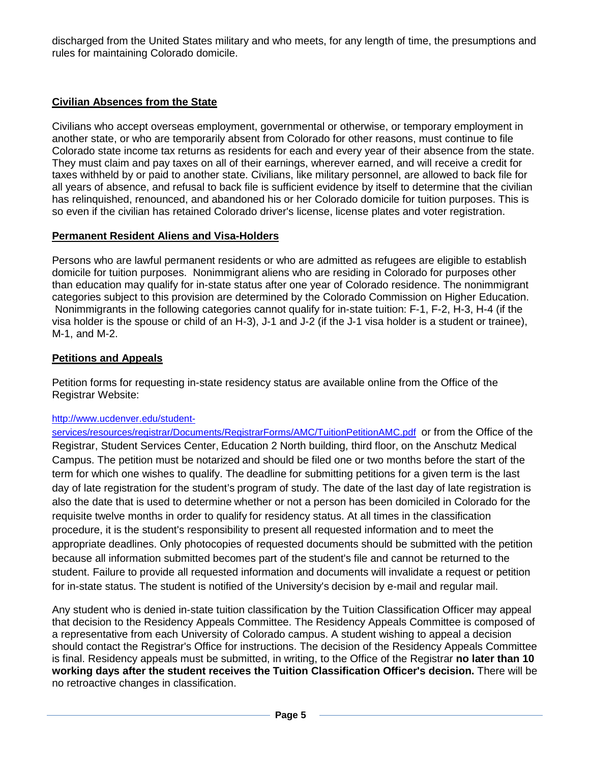discharged from the United States military and who meets, for any length of time, the presumptions and rules for maintaining Colorado domicile.

## Civilian Absences from the State

Civilians who accept overseas employment, governmental or otherwise, or temporary employment in another state, or who are temporarily absent from Colorado for other reasons, must continue to file Colorado state income tax returns as residents for each and every year of their absence from the state. They must claim and pay taxes on all of their earnings, wherever earned, and will receive a credit for taxes withheld by or paid to another state. Civilians, like military personnel, are allowed to back file for all years of absence, and refusal to back file is sufficient evidence by itself to determine that the civilian has relinquished, renounced, and abandoned his or her Colorado domicile for tuition purposes. This is so even if the civilian has retained Colorado driver's license, license plates and voter registration.

## Permanent Resident Aliens and Visa-Holders

Persons who are lawful permanent residents or who are admitted as refugees are eligible to establish domicile for tuition purposes. Nonimmigrant aliens who are residing in Colorado for purposes other than education may qualify for in-state status after one year of Colorado residence. The nonimmigrant categories subject to this provision are determined by the Colorado Commission on Higher Education. Nonimmigrants in the following categories cannot qualify for in-state tuition: F-1, F-2, H-3, H-4 (if the visa holder is the spouse or child of an H-3), J-1 and J-2 (if the J-1 visa holder is a student or trainee), M-1, and M-2.

## Petitions and Appeals

Petition forms for requesting in-state residency status are available online from the Office of the Registrar Website:

http://www.ucdenver.edu/student-services/resources/registrar/Documents/RegistrarForms/AMC/TuitionPetitionAMC.pdf or from the Office of the Registrar, Student Services Center, Education 2 North building, third floor, on the Anschutz Medical Campus. The petition must be notarized and should be filed one or two months before the start of the term for which one wishes to qualify. The deadline for submitting petitions for a given term is the last day of late registration for the student's program of study. The date of the last day of late registration is also the date that is used to determine whether or not a person has been domiciled in Colorado for the requisite twelve months in order to qualify for residency status. At all times in the classification procedure, it is the student's responsibility to present all requested information and to meet the appropriate deadlines. Only photocopies of requested documents should be submitted with the petition because all information submitted becomes part of the student's file and cannot be returned to the student. Failure to provide all requested information and documents will invalidate a request or petition for in-state status. The student is notified of the University's decision by e-mail and regular mail.

Any student who is denied in-state tuition classification by the Tuition Classification Officer may appeal that decision to the Residency Appeals Committee. The Residency Appeals Committee is composed of a representative from each University of Colorado campus. A student wishing to appeal a decision should contact the Registrar's Office for instructions. The decision of the Residency Appeals Committee is final. Residency appeals must be submitted, in writing, to the Office of the Registrar **no later than 10 working days after the student receives the Tuition Classification Officer's decision.** There will be no retroactive changes in classification.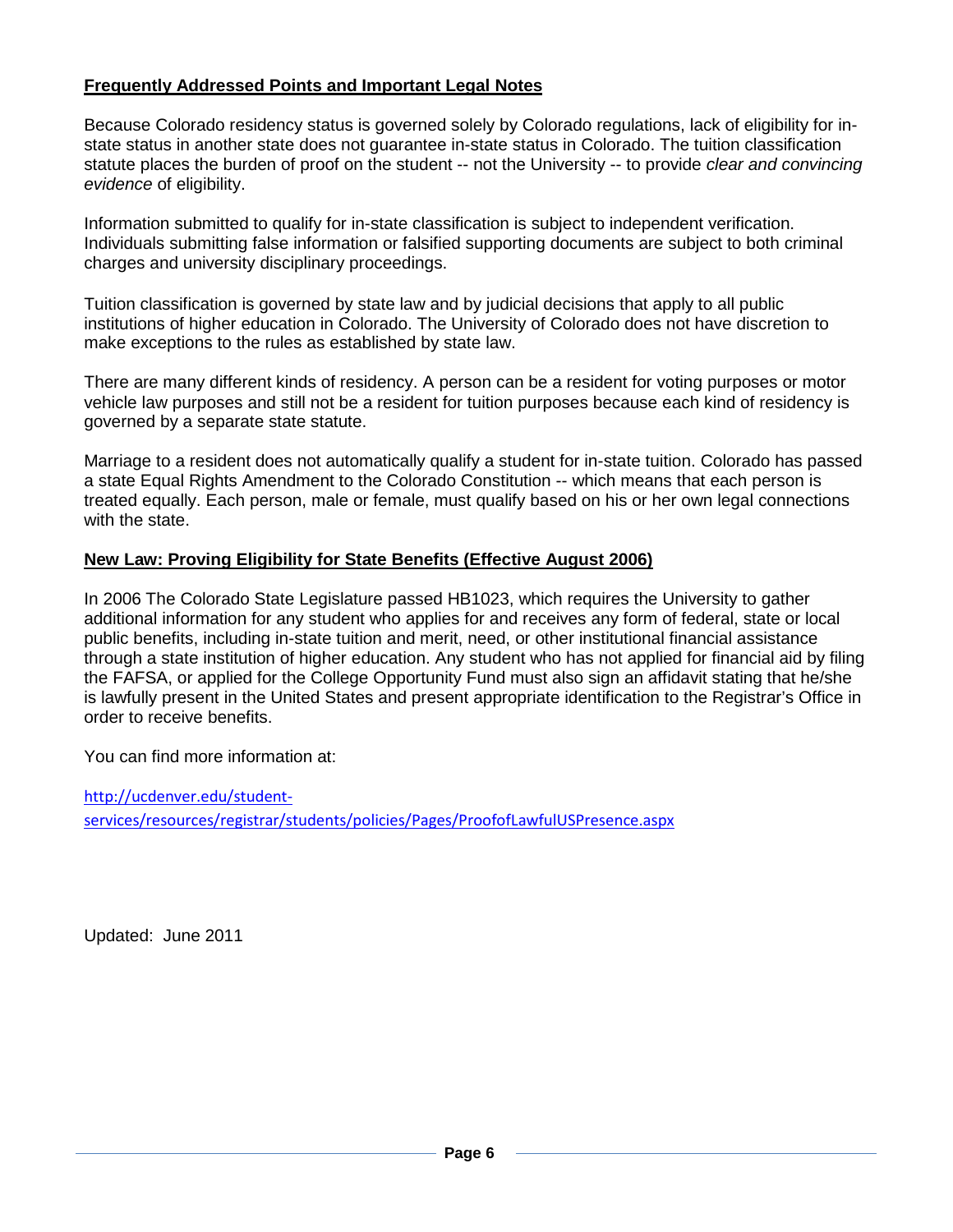## Frequently Addressed Points and Important Legal Notes

Because Colorado residency status is governed solely by Colorado regulations, lack of eligibility for in-state status in another state does not guarantee in-state status in Colorado. The tuition classification statute places the burden of proof on the student -- not the University -- to provide *clear and convincing evidence* of eligibility.

Information submitted to qualify for in-state classification is subject to independent verification. Individuals submitting false information or falsified supporting documents are subject to both criminal charges and university disciplinary proceedings.

Tuition classification is governed by state law and by judicial decisions that apply to all public institutions of higher education in Colorado. The University of Colorado does not have discretion to make exceptions to the rules as established by state law.

There are many different kinds of residency. A person can be a resident for voting purposes or motor vehicle law purposes and still not be a resident for tuition purposes because each kind of residency is governed by a separate state statute.

Marriage to a resident does not automatically qualify a student for in-state tuition. Colorado has passed a state Equal Rights Amendment to the Colorado Constitution -- which means that each person is treated equally. Each person, male or female, must qualify based on his or her own legal connections with the state.

## New Law: Proving Eligibility for State Benefits (Effective August 2006)

In 2006 The Colorado State Legislature passed HB1023, which requires the University to gather additional information for any student who applies for and receives any form of federal, state or local public benefits, including in-state tuition and merit, need, or other institutional financial assistance through a state institution of higher education. Any student who has not applied for financial aid by filing the FAFSA, or applied for the College Opportunity Fund must also sign an affidavit stating that he/she is lawfully present in the United States and present appropriate identification to the Registrar's Office in order to receive benefits.

You can find more information at:

http://ucdenver.edu/student-services/resources/registrar/students/policies/Pages/ProofofLawfulUSPresence.aspx

Updated: June 2011